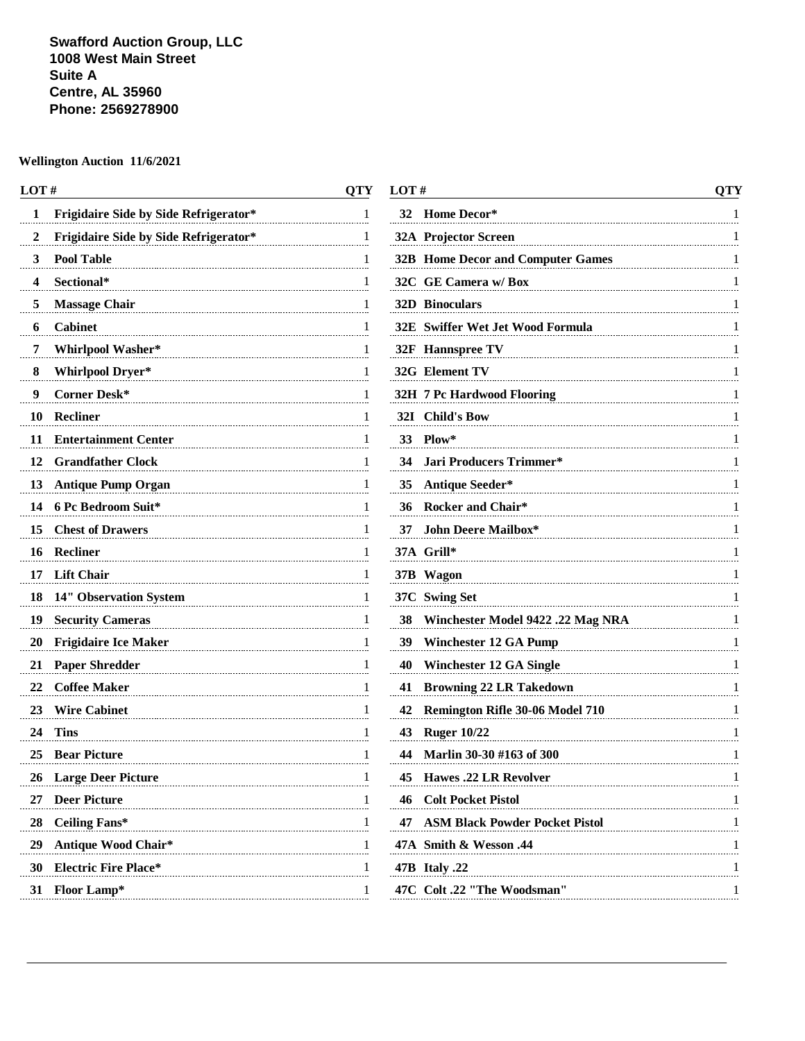**Swafford Auction Group, LLC**
**1008 West Main Street**
**Suite A**
**Centre, AL 35960**
**Phone: 2569278900**

**Wellington Auction 11/6/2021**

| LOT # | | QTY |
|---|---|---|
| 1 | Frigidaire Side by Side Refrigerator* | 1 |
| 2 | Frigidaire Side by Side Refrigerator* | 1 |
| 3 | Pool Table | 1 |
| 4 | Sectional* | 1 |
| 5 | Massage Chair | 1 |
| 6 | Cabinet | 1 |
| 7 | Whirlpool Washer* | 1 |
| 8 | Whirlpool Dryer* | 1 |
| 9 | Corner Desk* | 1 |
| 10 | Recliner | 1 |
| 11 | Entertainment Center | 1 |
| 12 | Grandfather Clock | 1 |
| 13 | Antique Pump Organ | 1 |
| 14 | 6 Pc Bedroom Suit* | 1 |
| 15 | Chest of Drawers | 1 |
| 16 | Recliner | 1 |
| 17 | Lift Chair | 1 |
| 18 | 14" Observation System | 1 |
| 19 | Security Cameras | 1 |
| 20 | Frigidaire Ice Maker | 1 |
| 21 | Paper Shredder | 1 |
| 22 | Coffee Maker | 1 |
| 23 | Wire Cabinet | 1 |
| 24 | Tins | 1 |
| 25 | Bear Picture | 1 |
| 26 | Large Deer Picture | 1 |
| 27 | Deer Picture | 1 |
| 28 | Ceiling Fans* | 1 |
| 29 | Antique Wood Chair* | 1 |
| 30 | Electric Fire Place* | 1 |
| 31 | Floor Lamp* | 1 |
| 32 | Home Decor* | 1 |
| 32A | Projector Screen | 1 |
| 32B | Home Decor and Computer Games | 1 |
| 32C | GE Camera w/ Box | 1 |
| 32D | Binoculars | 1 |
| 32E | Swiffer Wet Jet Wood Formula | 1 |
| 32F | Hannspree TV | 1 |
| 32G | Element TV | 1 |
| 32H | 7 Pc Hardwood Flooring | 1 |
| 32I | Child's Bow | 1 |
| 33 | Plow* | 1 |
| 34 | Jari Producers Trimmer* | 1 |
| 35 | Antique Seeder* | 1 |
| 36 | Rocker and Chair* | 1 |
| 37 | John Deere Mailbox* | 1 |
| 37A | Grill* | 1 |
| 37B | Wagon | 1 |
| 37C | Swing Set | 1 |
| 38 | Winchester Model 9422 .22 Mag NRA | 1 |
| 39 | Winchester 12 GA Pump | 1 |
| 40 | Winchester 12 GA Single | 1 |
| 41 | Browning 22 LR Takedown | 1 |
| 42 | Remington Rifle 30-06 Model 710 | 1 |
| 43 | Ruger 10/22 | 1 |
| 44 | Marlin 30-30 #163 of 300 | 1 |
| 45 | Hawes .22 LR Revolver | 1 |
| 46 | Colt Pocket Pistol | 1 |
| 47 | ASM Black Powder Pocket Pistol | 1 |
| 47A | Smith & Wesson .44 | 1 |
| 47B | Italy .22 | 1 |
| 47C | Colt .22 "The Woodsman" | 1 |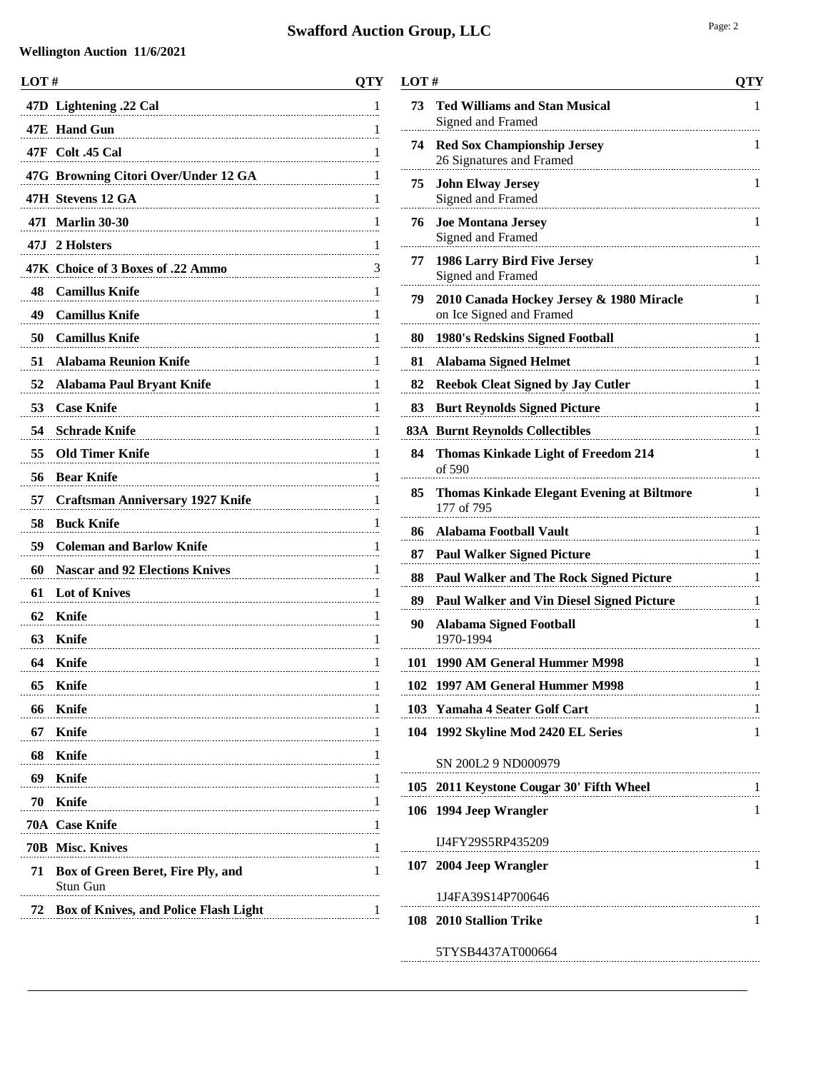# Swafford Auction Group, LLC

**Wellington Auction 11/6/2021**

| LOT # | | QTY |
|---|---|---|
| 47D | **Lightening .22 Cal** | 1 |
| 47E | **Hand Gun** | 1 |
| 47F | **Colt .45 Cal** | 1 |
| 47G | **Browning Citori Over/Under 12 GA** | 1 |
| 47H | **Stevens 12 GA** | 1 |
| 47I | **Marlin 30-30** | 1 |
| 47J | **2 Holsters** | 1 |
| 47K | **Choice of 3 Boxes of .22 Ammo** | 3 |
| 48 | **Camillus Knife** | 1 |
| 49 | **Camillus Knife** | 1 |
| 50 | **Camillus Knife** | 1 |
| 51 | **Alabama Reunion Knife** | 1 |
| 52 | **Alabama Paul Bryant Knife** | 1 |
| 53 | **Case Knife** | 1 |
| 54 | **Schrade Knife** | 1 |
| 55 | **Old Timer Knife** | 1 |
| 56 | **Bear Knife** | 1 |
| 57 | **Craftsman Anniversary 1927 Knife** | 1 |
| 58 | **Buck Knife** | 1 |
| 59 | **Coleman and Barlow Knife** | 1 |
| 60 | **Nascar and 92 Elections Knives** | 1 |
| 61 | **Lot of Knives** | 1 |
| 62 | **Knife** | 1 |
| 63 | **Knife** | 1 |
| 64 | **Knife** | 1 |
| 65 | **Knife** | 1 |
| 66 | **Knife** | 1 |
| 67 | **Knife** | 1 |
| 68 | **Knife** | 1 |
| 69 | **Knife** | 1 |
| 70 | **Knife** | 1 |
| 70A | **Case Knife** | 1 |
| 70B | **Misc. Knives** | 1 |
| 71 | **Box of Green Beret, Fire Ply, and** Stun Gun | 1 |
| 72 | **Box of Knives, and Police Flash Light** | 1 |
| 73 | **Ted Williams and Stan Musical** Signed and Framed | 1 |
| 74 | **Red Sox Championship Jersey** 26 Signatures and Framed | 1 |
| 75 | **John Elway Jersey** Signed and Framed | 1 |
| 76 | **Joe Montana Jersey** Signed and Framed | 1 |
| 77 | **1986 Larry Bird Five Jersey** Signed and Framed | 1 |
| 79 | **2010 Canada Hockey Jersey & 1980 Miracle** on Ice Signed and Framed | 1 |
| 80 | **1980's Redskins Signed Football** | 1 |
| 81 | **Alabama Signed Helmet** | 1 |
| 82 | **Reebok Cleat Signed by Jay Cutler** | 1 |
| 83 | **Burt Reynolds Signed Picture** | 1 |
| 83A | **Burnt Reynolds Collectibles** | 1 |
| 84 | **Thomas Kinkade Light of Freedom 214** of 590 | 1 |
| 85 | **Thomas Kinkade Elegant Evening at Biltmore** 177 of 795 | 1 |
| 86 | **Alabama Football Vault** | 1 |
| 87 | **Paul Walker Signed Picture** | 1 |
| 88 | **Paul Walker and The Rock Signed Picture** | 1 |
| 89 | **Paul Walker and Vin Diesel Signed Picture** | 1 |
| 90 | **Alabama Signed Football** 1970-1994 | 1 |
| 101 | **1990 AM General Hummer M998** | 1 |
| 102 | **1997 AM General Hummer M998** | 1 |
| 103 | **Yamaha 4 Seater Golf Cart** | 1 |
| 104 | **1992 Skyline Mod 2420 EL Series** SN 200L2 9 ND000979 | 1 |
| 105 | **2011 Keystone Cougar 30' Fifth Wheel** | 1 |
| 106 | **1994 Jeep Wrangler** IJ4FY29S5RP435209 | 1 |
| 107 | **2004 Jeep Wrangler** 1J4FA39S14P700646 | 1 |
| 108 | **2010 Stallion Trike** 5TYSB4437AT000664 | 1 |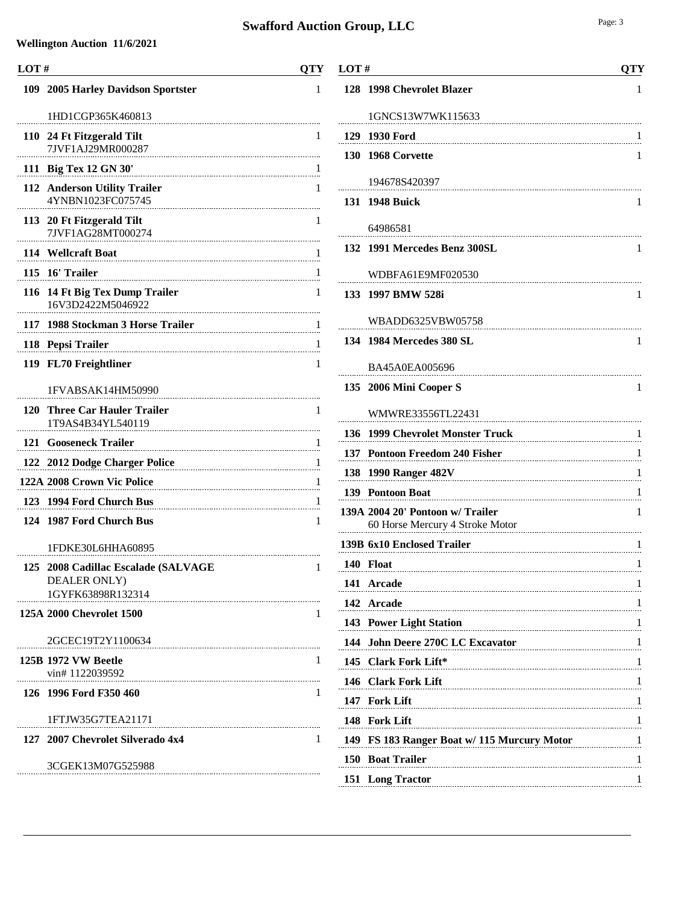# Swafford Auction Group, LLC

**Wellington Auction 11/6/2021**

| LOT # | | QTY |
|---|---|---|
| 109 | **2005 Harley Davidson Sportster**<br>1HD1CGP365K460813 | 1 |
| 110 | **24 Ft Fitzgerald Tilt**<br>7JVF1AJ29MR000287 | 1 |
| 111 | **Big Tex 12 GN 30'** | 1 |
| 112 | **Anderson Utility Trailer**<br>4YNBN1023FC075745 | 1 |
| 113 | **20 Ft Fitzgerald Tilt**<br>7JVF1AG28MT000274 | 1 |
| 114 | **Wellcraft Boat** | 1 |
| 115 | **16' Trailer** | 1 |
| 116 | **14 Ft Big Tex Dump Trailer**<br>16V3D2422M5046922 | 1 |
| 117 | **1988 Stockman 3 Horse Trailer** | 1 |
| 118 | **Pepsi Trailer** | 1 |
| 119 | **FL70 Freightliner**<br>1FVABSAK14HM50990 | 1 |
| 120 | **Three Car Hauler Trailer**<br>1T9AS4B34YL540119 | 1 |
| 121 | **Gooseneck Trailer** | 1 |
| 122 | **2012 Dodge Charger Police** | 1 |
| 122A | **2008 Crown Vic Police** | 1 |
| 123 | **1994 Ford Church Bus** | 1 |
| 124 | **1987 Ford Church Bus**<br>1FDKE30L6HHA60895 | 1 |
| 125 | **2008 Cadillac Escalade (SALVAGE DEALER ONLY)**<br>1GYFK63898R132314 | 1 |
| 125A | **2000 Chevrolet 1500**<br>2GCEC19T2Y1100634 | 1 |
| 125B | **1972 VW Beetle**<br>vin# 1122039592 | 1 |
| 126 | **1996 Ford F350 460**<br>1FTJW35G7TEA21171 | 1 |
| 127 | **2007 Chevrolet Silverado 4x4**<br>3CGEK13M07G525988 | 1 |
| 128 | **1998 Chevrolet Blazer**<br>1GNCS13W7WK115633 | 1 |
| 129 | **1930 Ford** | 1 |
| 130 | **1968 Corvette**<br>194678S420397 | 1 |
| 131 | **1948 Buick**<br>64986581 | 1 |
| 132 | **1991 Mercedes Benz 300SL**<br>WDBFA61E9MF020530 | 1 |
| 133 | **1997 BMW 528i**<br>WBADD6325VBW05758 | 1 |
| 134 | **1984 Mercedes 380 SL**<br>BA45A0EA005696 | 1 |
| 135 | **2006 Mini Cooper S**<br>WMWRE33556TL22431 | 1 |
| 136 | **1999 Chevrolet Monster Truck** | 1 |
| 137 | **Pontoon Freedom 240 Fisher** | 1 |
| 138 | **1990 Ranger 482V** | 1 |
| 139 | **Pontoon Boat** | 1 |
| 139A | **2004 20' Pontoon w/ Trailer**<br>60 Horse Mercury 4 Stroke Motor | 1 |
| 139B | **6x10 Enclosed Trailer** | 1 |
| 140 | **Float** | 1 |
| 141 | **Arcade** | 1 |
| 142 | **Arcade** | 1 |
| 143 | **Power Light Station** | 1 |
| 144 | **John Deere 270C LC Excavator** | 1 |
| 145 | **Clark Fork Lift*** | 1 |
| 146 | **Clark Fork Lift** | 1 |
| 147 | **Fork Lift** | 1 |
| 148 | **Fork Lift** | 1 |
| 149 | **FS 183 Ranger Boat w/ 115 Murcury Motor** | 1 |
| 150 | **Boat Trailer** | 1 |
| 151 | **Long Tractor** | 1 |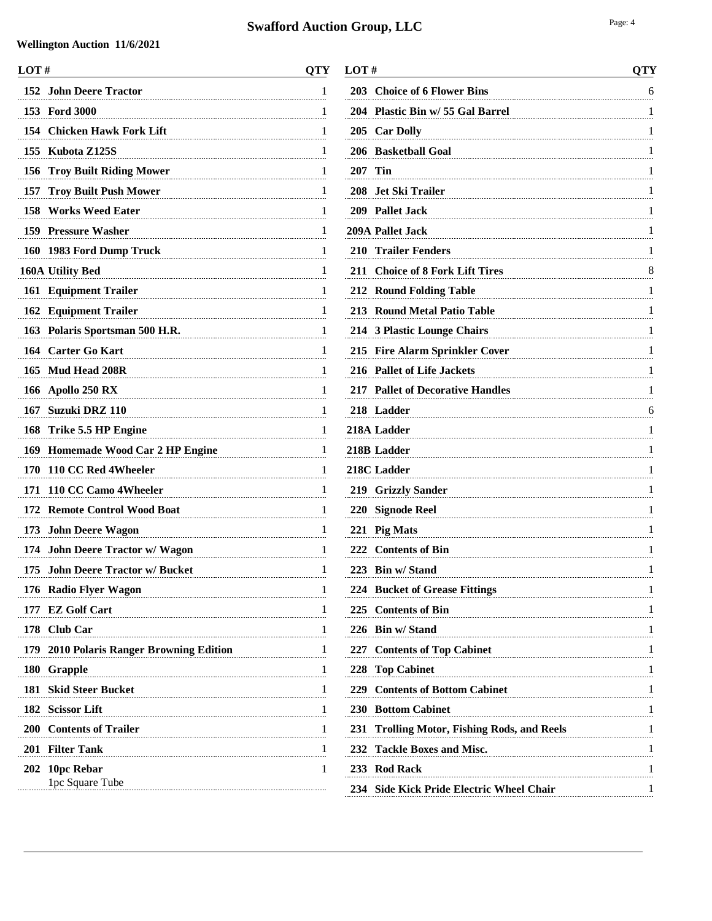# Swafford Auction Group, LLC

**Wellington Auction 11/6/2021**

| LOT # | | QTY |
|---|---|---|
| 152 | John Deere Tractor | 1 |
| 153 | Ford 3000 | 1 |
| 154 | Chicken Hawk Fork Lift | 1 |
| 155 | Kubota Z125S | 1 |
| 156 | Troy Built Riding Mower | 1 |
| 157 | Troy Built Push Mower | 1 |
| 158 | Works Weed Eater | 1 |
| 159 | Pressure Washer | 1 |
| 160 | 1983 Ford Dump Truck | 1 |
| 160A | Utility Bed | 1 |
| 161 | Equipment Trailer | 1 |
| 162 | Equipment Trailer | 1 |
| 163 | Polaris Sportsman 500 H.R. | 1 |
| 164 | Carter Go Kart | 1 |
| 165 | Mud Head 208R | 1 |
| 166 | Apollo 250 RX | 1 |
| 167 | Suzuki DRZ 110 | 1 |
| 168 | Trike 5.5 HP Engine | 1 |
| 169 | Homemade Wood Car 2 HP Engine | 1 |
| 170 | 110 CC Red 4Wheeler | 1 |
| 171 | 110 CC Camo 4Wheeler | 1 |
| 172 | Remote Control Wood Boat | 1 |
| 173 | John Deere Wagon | 1 |
| 174 | John Deere Tractor w/ Wagon | 1 |
| 175 | John Deere Tractor w/ Bucket | 1 |
| 176 | Radio Flyer Wagon | 1 |
| 177 | EZ Golf Cart | 1 |
| 178 | Club Car | 1 |
| 179 | 2010 Polaris Ranger Browning Edition | 1 |
| 180 | Grapple | 1 |
| 181 | Skid Steer Bucket | 1 |
| 182 | Scissor Lift | 1 |
| 200 | Contents of Trailer | 1 |
| 201 | Filter Tank | 1 |
| 202 | 10pc Rebar<br>1pc Square Tube | 1 |
| 203 | Choice of 6 Flower Bins | 6 |
| 204 | Plastic Bin w/ 55 Gal Barrel | 1 |
| 205 | Car Dolly | 1 |
| 206 | Basketball Goal | 1 |
| 207 | Tin | 1 |
| 208 | Jet Ski Trailer | 1 |
| 209 | Pallet Jack | 1 |
| 209A | Pallet Jack | 1 |
| 210 | Trailer Fenders | 1 |
| 211 | Choice of 8 Fork Lift Tires | 8 |
| 212 | Round Folding Table | 1 |
| 213 | Round Metal Patio Table | 1 |
| 214 | 3 Plastic Lounge Chairs | 1 |
| 215 | Fire Alarm Sprinkler Cover | 1 |
| 216 | Pallet of Life Jackets | 1 |
| 217 | Pallet of Decorative Handles | 1 |
| 218 | Ladder | 6 |
| 218A | Ladder | 1 |
| 218B | Ladder | 1 |
| 218C | Ladder | 1 |
| 219 | Grizzly Sander | 1 |
| 220 | Signode Reel | 1 |
| 221 | Pig Mats | 1 |
| 222 | Contents of Bin | 1 |
| 223 | Bin w/ Stand | 1 |
| 224 | Bucket of Grease Fittings | 1 |
| 225 | Contents of Bin | 1 |
| 226 | Bin w/ Stand | 1 |
| 227 | Contents of Top Cabinet | 1 |
| 228 | Top Cabinet | 1 |
| 229 | Contents of Bottom Cabinet | 1 |
| 230 | Bottom Cabinet | 1 |
| 231 | Trolling Motor, Fishing Rods, and Reels | 1 |
| 232 | Tackle Boxes and Misc. | 1 |
| 233 | Rod Rack | 1 |
| 234 | Side Kick Pride Electric Wheel Chair | 1 |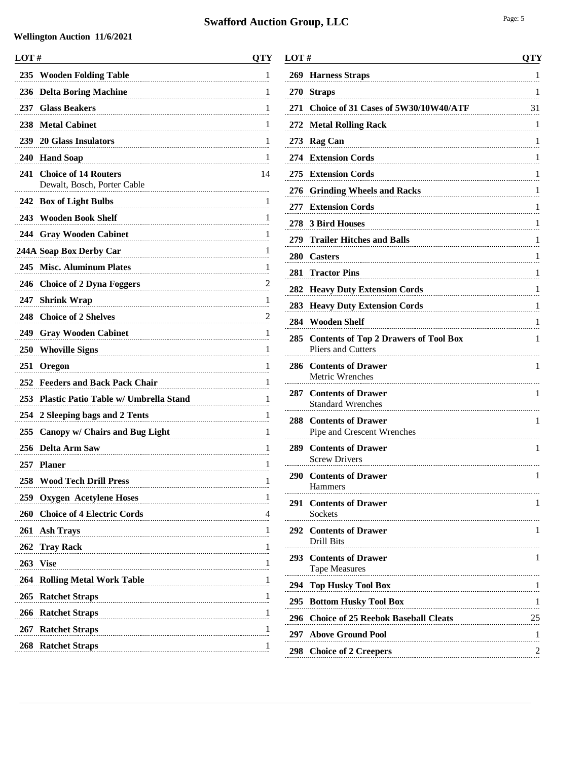# Swafford Auction Group, LLC

**Wellington Auction 11/6/2021**

| LOT # | | QTY |
|---|---|---|
| 235 | **Wooden Folding Table** | 1 |
| 236 | **Delta Boring Machine** | 1 |
| 237 | **Glass Beakers** | 1 |
| 238 | **Metal Cabinet** | 1 |
| 239 | **20 Glass Insulators** | 1 |
| 240 | **Hand Soap** | 1 |
| 241 | **Choice of 14 Routers**<br>Dewalt, Bosch, Porter Cable | 14 |
| 242 | **Box of Light Bulbs** | 1 |
| 243 | **Wooden Book Shelf** | 1 |
| 244 | **Gray Wooden Cabinet** | 1 |
| 244A | **Soap Box Derby Car** | 1 |
| 245 | **Misc. Aluminum Plates** | 1 |
| 246 | **Choice of 2 Dyna Foggers** | 2 |
| 247 | **Shrink Wrap** | 1 |
| 248 | **Choice of 2 Shelves** | 2 |
| 249 | **Gray Wooden Cabinet** | 1 |
| 250 | **Whoville Signs** | 1 |
| 251 | **Oregon** | 1 |
| 252 | **Feeders and Back Pack Chair** | 1 |
| 253 | **Plastic Patio Table w/ Umbrella Stand** | 1 |
| 254 | **2 Sleeping bags and 2 Tents** | 1 |
| 255 | **Canopy w/ Chairs and Bug Light** | 1 |
| 256 | **Delta Arm Saw** | 1 |
| 257 | **Planer** | 1 |
| 258 | **Wood Tech Drill Press** | 1 |
| 259 | **Oxygen Acetylene Hoses** | 1 |
| 260 | **Choice of 4 Electric Cords** | 4 |
| 261 | **Ash Trays** | 1 |
| 262 | **Tray Rack** | 1 |
| 263 | **Vise** | 1 |
| 264 | **Rolling Metal Work Table** | 1 |
| 265 | **Ratchet Straps** | 1 |
| 266 | **Ratchet Straps** | 1 |
| 267 | **Ratchet Straps** | 1 |
| 268 | **Ratchet Straps** | 1 |
| 269 | **Harness Straps** | 1 |
| 270 | **Straps** | 1 |
| 271 | **Choice of 31 Cases of 5W30/10W40/ATF** | 31 |
| 272 | **Metal Rolling Rack** | 1 |
| 273 | **Rag Can** | 1 |
| 274 | **Extension Cords** | 1 |
| 275 | **Extension Cords** | 1 |
| 276 | **Grinding Wheels and Racks** | 1 |
| 277 | **Extension Cords** | 1 |
| 278 | **3 Bird Houses** | 1 |
| 279 | **Trailer Hitches and Balls** | 1 |
| 280 | **Casters** | 1 |
| 281 | **Tractor Pins** | 1 |
| 282 | **Heavy Duty Extension Cords** | 1 |
| 283 | **Heavy Duty Extension Cords** | 1 |
| 284 | **Wooden Shelf** | 1 |
| 285 | **Contents of Top 2 Drawers of Tool Box**<br>Pliers and Cutters | 1 |
| 286 | **Contents of Drawer**<br>Metric Wrenches | 1 |
| 287 | **Contents of Drawer**<br>Standard Wrenches | 1 |
| 288 | **Contents of Drawer**<br>Pipe and Crescent Wrenches | 1 |
| 289 | **Contents of Drawer**<br>Screw Drivers | 1 |
| 290 | **Contents of Drawer**<br>Hammers | 1 |
| 291 | **Contents of Drawer**<br>Sockets | 1 |
| 292 | **Contents of Drawer**<br>Drill Bits | 1 |
| 293 | **Contents of Drawer**<br>Tape Measures | 1 |
| 294 | **Top Husky Tool Box** | 1 |
| 295 | **Bottom Husky Tool Box** | 1 |
| 296 | **Choice of 25 Reebok Baseball Cleats** | 25 |
| 297 | **Above Ground Pool** | 1 |
| 298 | **Choice of 2 Creepers** | 2 |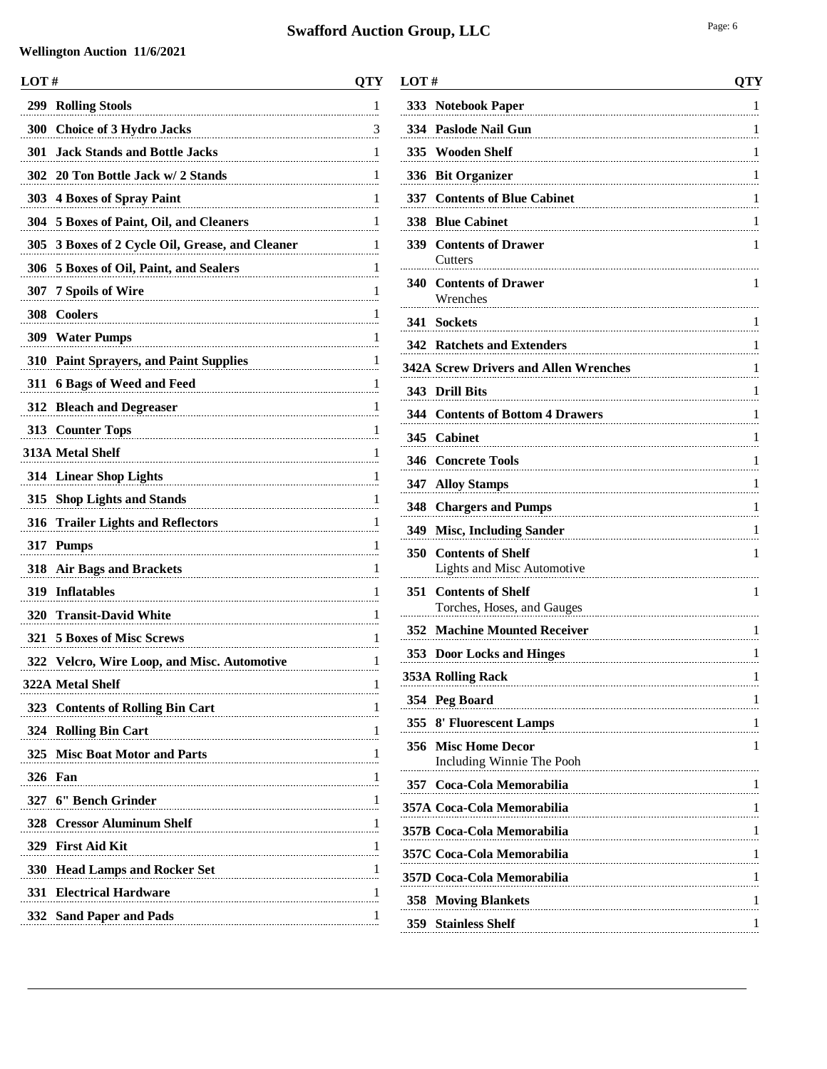# Swafford Auction Group, LLC

**Wellington Auction 11/6/2021**

| LOT # | | QTY |
|---|---|---|
| 299 | Rolling Stools | 1 |
| 300 | Choice of 3 Hydro Jacks | 3 |
| 301 | Jack Stands and Bottle Jacks | 1 |
| 302 | 20 Ton Bottle Jack w/ 2 Stands | 1 |
| 303 | 4 Boxes of Spray Paint | 1 |
| 304 | 5 Boxes of Paint, Oil, and Cleaners | 1 |
| 305 | 3 Boxes of 2 Cycle Oil, Grease, and Cleaner | 1 |
| 306 | 5 Boxes of Oil, Paint, and Sealers | 1 |
| 307 | 7 Spoils of Wire | 1 |
| 308 | Coolers | 1 |
| 309 | Water Pumps | 1 |
| 310 | Paint Sprayers, and Paint Supplies | 1 |
| 311 | 6 Bags of Weed and Feed | 1 |
| 312 | Bleach and Degreaser | 1 |
| 313 | Counter Tops | 1 |
| 313A | Metal Shelf | 1 |
| 314 | Linear Shop Lights | 1 |
| 315 | Shop Lights and Stands | 1 |
| 316 | Trailer Lights and Reflectors | 1 |
| 317 | Pumps | 1 |
| 318 | Air Bags and Brackets | 1 |
| 319 | Inflatables | 1 |
| 320 | Transit-David White | 1 |
| 321 | 5 Boxes of Misc Screws | 1 |
| 322 | Velcro, Wire Loop, and Misc. Automotive | 1 |
| 322A | Metal Shelf | 1 |
| 323 | Contents of Rolling Bin Cart | 1 |
| 324 | Rolling Bin Cart | 1 |
| 325 | Misc Boat Motor and Parts | 1 |
| 326 | Fan | 1 |
| 327 | 6" Bench Grinder | 1 |
| 328 | Cressor Aluminum Shelf | 1 |
| 329 | First Aid Kit | 1 |
| 330 | Head Lamps and Rocker Set | 1 |
| 331 | Electrical Hardware | 1 |
| 332 | Sand Paper and Pads | 1 |
| 333 | Notebook Paper | 1 |
| 334 | Paslode Nail Gun | 1 |
| 335 | Wooden Shelf | 1 |
| 336 | Bit Organizer | 1 |
| 337 | Contents of Blue Cabinet | 1 |
| 338 | Blue Cabinet | 1 |
| 339 | Contents of Drawer<br>Cutters | 1 |
| 340 | Contents of Drawer<br>Wrenches | 1 |
| 341 | Sockets | 1 |
| 342 | Ratchets and Extenders | 1 |
| 342A | Screw Drivers and Allen Wrenches | 1 |
| 343 | Drill Bits | 1 |
| 344 | Contents of Bottom 4 Drawers | 1 |
| 345 | Cabinet | 1 |
| 346 | Concrete Tools | 1 |
| 347 | Alloy Stamps | 1 |
| 348 | Chargers and Pumps | 1 |
| 349 | Misc, Including Sander | 1 |
| 350 | Contents of Shelf<br>Lights and Misc Automotive | 1 |
| 351 | Contents of Shelf<br>Torches, Hoses, and Gauges | 1 |
| 352 | Machine Mounted Receiver | 1 |
| 353 | Door Locks and Hinges | 1 |
| 353A | Rolling Rack | 1 |
| 354 | Peg Board | 1 |
| 355 | 8' Fluorescent Lamps | 1 |
| 356 | Misc Home Decor<br>Including Winnie The Pooh | 1 |
| 357 | Coca-Cola Memorabilia | 1 |
| 357A | Coca-Cola Memorabilia | 1 |
| 357B | Coca-Cola Memorabilia | 1 |
| 357C | Coca-Cola Memorabilia | 1 |
| 357D | Coca-Cola Memorabilia | 1 |
| 358 | Moving Blankets | 1 |
| 359 | Stainless Shelf | 1 |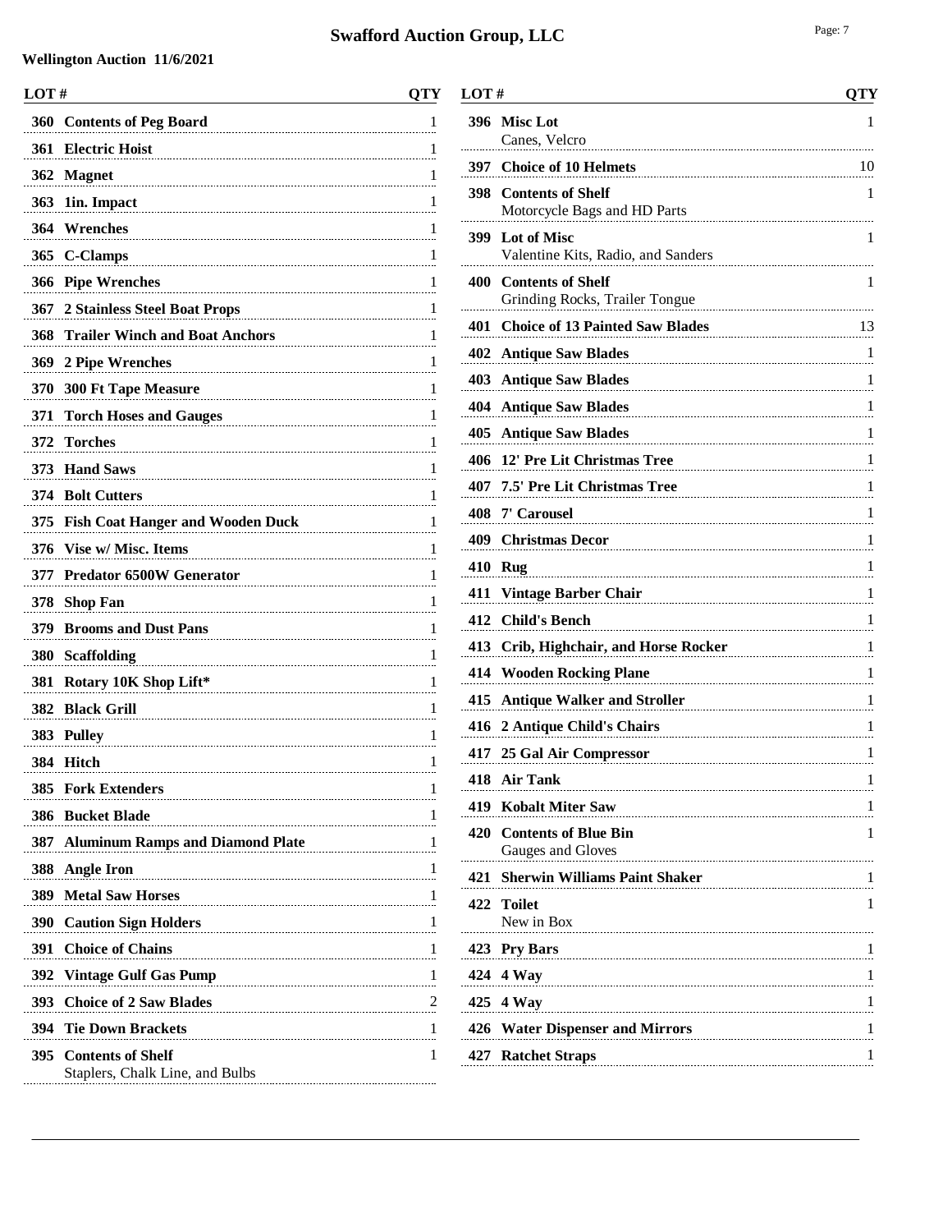# Swafford Auction Group, LLC

**Wellington Auction 11/6/2021**

| LOT # | | QTY |
|---|---|---|
| 360 | **Contents of Peg Board** | 1 |
| 361 | **Electric Hoist** | 1 |
| 362 | **Magnet** | 1 |
| 363 | **1in. Impact** | 1 |
| 364 | **Wrenches** | 1 |
| 365 | **C-Clamps** | 1 |
| 366 | **Pipe Wrenches** | 1 |
| 367 | **2 Stainless Steel Boat Props** | 1 |
| 368 | **Trailer Winch and Boat Anchors** | 1 |
| 369 | **2 Pipe Wrenches** | 1 |
| 370 | **300 Ft Tape Measure** | 1 |
| 371 | **Torch Hoses and Gauges** | 1 |
| 372 | **Torches** | 1 |
| 373 | **Hand Saws** | 1 |
| 374 | **Bolt Cutters** | 1 |
| 375 | **Fish Coat Hanger and Wooden Duck** | 1 |
| 376 | **Vise w/ Misc. Items** | 1 |
| 377 | **Predator 6500W Generator** | 1 |
| 378 | **Shop Fan** | 1 |
| 379 | **Brooms and Dust Pans** | 1 |
| 380 | **Scaffolding** | 1 |
| 381 | **Rotary 10K Shop Lift*** | 1 |
| 382 | **Black Grill** | 1 |
| 383 | **Pulley** | 1 |
| 384 | **Hitch** | 1 |
| 385 | **Fork Extenders** | 1 |
| 386 | **Bucket Blade** | 1 |
| 387 | **Aluminum Ramps and Diamond Plate** | 1 |
| 388 | **Angle Iron** | 1 |
| 389 | **Metal Saw Horses** | 1 |
| 390 | **Caution Sign Holders** | 1 |
| 391 | **Choice of Chains** | 1 |
| 392 | **Vintage Gulf Gas Pump** | 1 |
| 393 | **Choice of 2 Saw Blades** | 2 |
| 394 | **Tie Down Brackets** | 1 |
| 395 | **Contents of Shelf**<br>Staplers, Chalk Line, and Bulbs | 1 |
| 396 | **Misc Lot**<br>Canes, Velcro | 1 |
| 397 | **Choice of 10 Helmets** | 10 |
| 398 | **Contents of Shelf**<br>Motorcycle Bags and HD Parts | 1 |
| 399 | **Lot of Misc**<br>Valentine Kits, Radio, and Sanders | 1 |
| 400 | **Contents of Shelf**<br>Grinding Rocks, Trailer Tongue | 1 |
| 401 | **Choice of 13 Painted Saw Blades** | 13 |
| 402 | **Antique Saw Blades** | 1 |
| 403 | **Antique Saw Blades** | 1 |
| 404 | **Antique Saw Blades** | 1 |
| 405 | **Antique Saw Blades** | 1 |
| 406 | **12' Pre Lit Christmas Tree** | 1 |
| 407 | **7.5' Pre Lit Christmas Tree** | 1 |
| 408 | **7' Carousel** | 1 |
| 409 | **Christmas Decor** | 1 |
| 410 | **Rug** | 1 |
| 411 | **Vintage Barber Chair** | 1 |
| 412 | **Child's Bench** | 1 |
| 413 | **Crib, Highchair, and Horse Rocker** | 1 |
| 414 | **Wooden Rocking Plane** | 1 |
| 415 | **Antique Walker and Stroller** | 1 |
| 416 | **2 Antique Child's Chairs** | 1 |
| 417 | **25 Gal Air Compressor** | 1 |
| 418 | **Air Tank** | 1 |
| 419 | **Kobalt Miter Saw** | 1 |
| 420 | **Contents of Blue Bin**<br>Gauges and Gloves | 1 |
| 421 | **Sherwin Williams Paint Shaker** | 1 |
| 422 | **Toilet**<br>New in Box | 1 |
| 423 | **Pry Bars** | 1 |
| 424 | **4 Way** | 1 |
| 425 | **4 Way** | 1 |
| 426 | **Water Dispenser and Mirrors** | 1 |
| 427 | **Ratchet Straps** | 1 |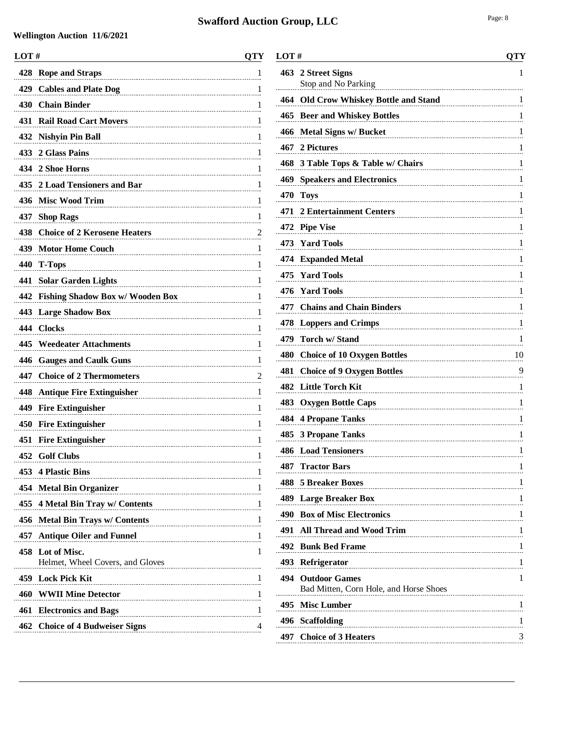# Swafford Auction Group, LLC

**Wellington Auction 11/6/2021**

| LOT # | | QTY |
|---|---|---|
| 428 | **Rope and Straps** | 1 |
| 429 | **Cables and Plate Dog** | 1 |
| 430 | **Chain Binder** | 1 |
| 431 | **Rail Road Cart Movers** | 1 |
| 432 | **Nishyin Pin Ball** | 1 |
| 433 | **2 Glass Pains** | 1 |
| 434 | **2 Shoe Horns** | 1 |
| 435 | **2 Load Tensioners and Bar** | 1 |
| 436 | **Misc Wood Trim** | 1 |
| 437 | **Shop Rags** | 1 |
| 438 | **Choice of 2 Kerosene Heaters** | 2 |
| 439 | **Motor Home Couch** | 1 |
| 440 | **T-Tops** | 1 |
| 441 | **Solar Garden Lights** | 1 |
| 442 | **Fishing Shadow Box w/ Wooden Box** | 1 |
| 443 | **Large Shadow Box** | 1 |
| 444 | **Clocks** | 1 |
| 445 | **Weedeater Attachments** | 1 |
| 446 | **Gauges and Caulk Guns** | 1 |
| 447 | **Choice of 2 Thermometers** | 2 |
| 448 | **Antique Fire Extinguisher** | 1 |
| 449 | **Fire Extinguisher** | 1 |
| 450 | **Fire Extinguisher** | 1 |
| 451 | **Fire Extinguisher** | 1 |
| 452 | **Golf Clubs** | 1 |
| 453 | **4 Plastic Bins** | 1 |
| 454 | **Metal Bin Organizer** | 1 |
| 455 | **4 Metal Bin Tray w/ Contents** | 1 |
| 456 | **Metal Bin Trays w/ Contents** | 1 |
| 457 | **Antique Oiler and Funnel** | 1 |
| 458 | **Lot of Misc.** Helmet, Wheel Covers, and Gloves | 1 |
| 459 | **Lock Pick Kit** | 1 |
| 460 | **WWII Mine Detector** | 1 |
| 461 | **Electronics and Bags** | 1 |
| 462 | **Choice of 4 Budweiser Signs** | 4 |
| 463 | **2 Street Signs** Stop and No Parking | 1 |
| 464 | **Old Crow Whiskey Bottle and Stand** | 1 |
| 465 | **Beer and Whiskey Bottles** | 1 |
| 466 | **Metal Signs w/ Bucket** | 1 |
| 467 | **2 Pictures** | 1 |
| 468 | **3 Table Tops & Table w/ Chairs** | 1 |
| 469 | **Speakers and Electronics** | 1 |
| 470 | **Toys** | 1 |
| 471 | **2 Entertainment Centers** | 1 |
| 472 | **Pipe Vise** | 1 |
| 473 | **Yard Tools** | 1 |
| 474 | **Expanded Metal** | 1 |
| 475 | **Yard Tools** | 1 |
| 476 | **Yard Tools** | 1 |
| 477 | **Chains and Chain Binders** | 1 |
| 478 | **Loppers and Crimps** | 1 |
| 479 | **Torch w/ Stand** | 1 |
| 480 | **Choice of 10 Oxygen Bottles** | 10 |
| 481 | **Choice of 9 Oxygen Bottles** | 9 |
| 482 | **Little Torch Kit** | 1 |
| 483 | **Oxygen Bottle Caps** | 1 |
| 484 | **4 Propane Tanks** | 1 |
| 485 | **3 Propane Tanks** | 1 |
| 486 | **Load Tensioners** | 1 |
| 487 | **Tractor Bars** | 1 |
| 488 | **5 Breaker Boxes** | 1 |
| 489 | **Large Breaker Box** | 1 |
| 490 | **Box of Misc Electronics** | 1 |
| 491 | **All Thread and Wood Trim** | 1 |
| 492 | **Bunk Bed Frame** | 1 |
| 493 | **Refrigerator** | 1 |
| 494 | **Outdoor Games** Bad Mitten, Corn Hole, and Horse Shoes | 1 |
| 495 | **Misc Lumber** | 1 |
| 496 | **Scaffolding** | 1 |
| 497 | **Choice of 3 Heaters** | 3 |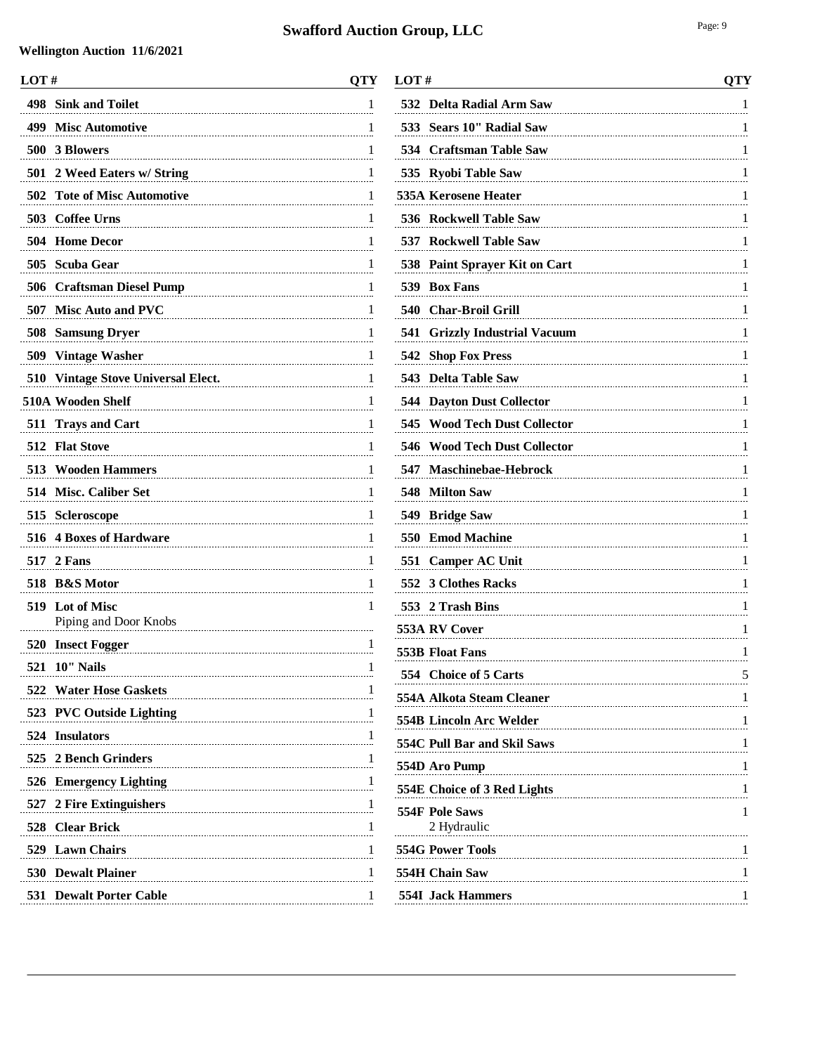# Swafford Auction Group, LLC

**Wellington Auction 11/6/2021**

| LOT # | | QTY |
|---|---|---|
| 498 | Sink and Toilet | 1 |
| 499 | Misc Automotive | 1 |
| 500 | 3 Blowers | 1 |
| 501 | 2 Weed Eaters w/ String | 1 |
| 502 | Tote of Misc Automotive | 1 |
| 503 | Coffee Urns | 1 |
| 504 | Home Decor | 1 |
| 505 | Scuba Gear | 1 |
| 506 | Craftsman Diesel Pump | 1 |
| 507 | Misc Auto and PVC | 1 |
| 508 | Samsung Dryer | 1 |
| 509 | Vintage Washer | 1 |
| 510 | Vintage Stove Universal Elect. | 1 |
| 510A | Wooden Shelf | 1 |
| 511 | Trays and Cart | 1 |
| 512 | Flat Stove | 1 |
| 513 | Wooden Hammers | 1 |
| 514 | Misc. Caliber Set | 1 |
| 515 | Scleroscope | 1 |
| 516 | 4 Boxes of Hardware | 1 |
| 517 | 2 Fans | 1 |
| 518 | B&S Motor | 1 |
| 519 | Lot of Misc<br>Piping and Door Knobs | 1 |
| 520 | Insect Fogger | 1 |
| 521 | 10" Nails | 1 |
| 522 | Water Hose Gaskets | 1 |
| 523 | PVC Outside Lighting | 1 |
| 524 | Insulators | 1 |
| 525 | 2 Bench Grinders | 1 |
| 526 | Emergency Lighting | 1 |
| 527 | 2 Fire Extinguishers | 1 |
| 528 | Clear Brick | 1 |
| 529 | Lawn Chairs | 1 |
| 530 | Dewalt Plainer | 1 |
| 531 | Dewalt Porter Cable | 1 |
| 532 | Delta Radial Arm Saw | 1 |
| 533 | Sears 10" Radial Saw | 1 |
| 534 | Craftsman Table Saw | 1 |
| 535 | Ryobi Table Saw | 1 |
| 535A | Kerosene Heater | 1 |
| 536 | Rockwell Table Saw | 1 |
| 537 | Rockwell Table Saw | 1 |
| 538 | Paint Sprayer Kit on Cart | 1 |
| 539 | Box Fans | 1 |
| 540 | Char-Broil Grill | 1 |
| 541 | Grizzly Industrial Vacuum | 1 |
| 542 | Shop Fox Press | 1 |
| 543 | Delta Table Saw | 1 |
| 544 | Dayton Dust Collector | 1 |
| 545 | Wood Tech Dust Collector | 1 |
| 546 | Wood Tech Dust Collector | 1 |
| 547 | Maschinebae-Hebrock | 1 |
| 548 | Milton Saw | 1 |
| 549 | Bridge Saw | 1 |
| 550 | Emod Machine | 1 |
| 551 | Camper AC Unit | 1 |
| 552 | 3 Clothes Racks | 1 |
| 553 | 2 Trash Bins | 1 |
| 553A | RV Cover | 1 |
| 553B | Float Fans | 1 |
| 554 | Choice of 5 Carts | 5 |
| 554A | Alkota Steam Cleaner | 1 |
| 554B | Lincoln Arc Welder | 1 |
| 554C | Pull Bar and Skil Saws | 1 |
| 554D | Aro Pump | 1 |
| 554E | Choice of 3 Red Lights | 1 |
| 554F | Pole Saws<br>2 Hydraulic | 1 |
| 554G | Power Tools | 1 |
| 554H | Chain Saw | 1 |
| 554I | Jack Hammers | 1 |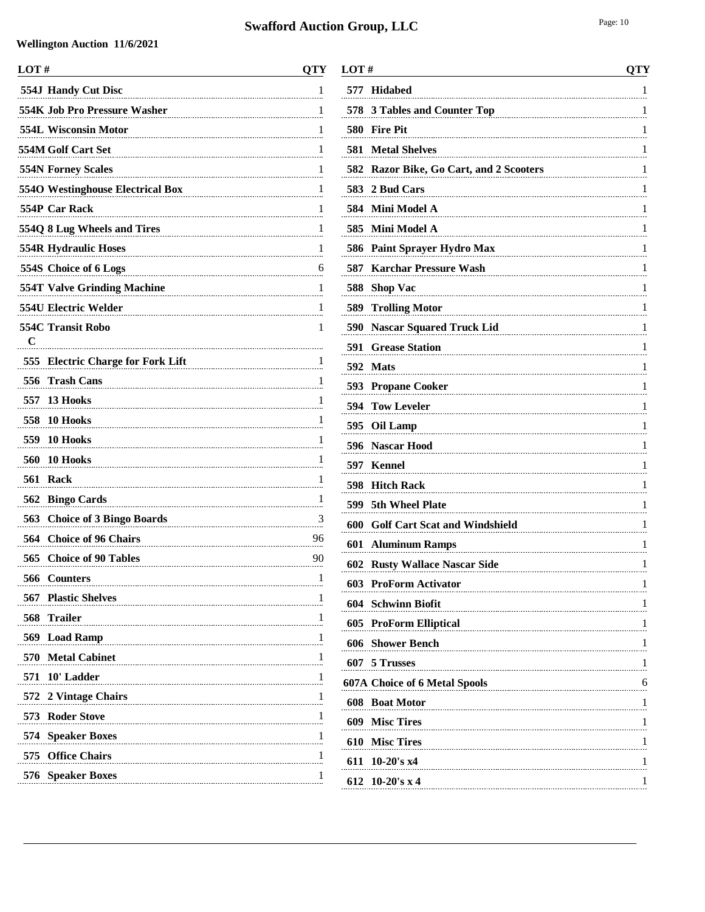# Swafford Auction Group, LLC

**Wellington Auction 11/6/2021**

| LOT # | | QTY |
|---|---|---|
| 554J | Handy Cut Disc | 1 |
| 554K | Job Pro Pressure Washer | 1 |
| 554L | Wisconsin Motor | 1 |
| 554M | Golf Cart Set | 1 |
| 554N | Forney Scales | 1 |
| 554O | Westinghouse Electrical Box | 1 |
| 554P | Car Rack | 1 |
| 554Q | 8 Lug Wheels and Tires | 1 |
| 554R | Hydraulic Hoses | 1 |
| 554S | Choice of 6 Logs | 6 |
| 554T | Valve Grinding Machine | 1 |
| 554U | Electric Welder | 1 |
| 554C C | Transit Robo | 1 |
| 555 | Electric Charge for Fork Lift | 1 |
| 556 | Trash Cans | 1 |
| 557 | 13 Hooks | 1 |
| 558 | 10 Hooks | 1 |
| 559 | 10 Hooks | 1 |
| 560 | 10 Hooks | 1 |
| 561 | Rack | 1 |
| 562 | Bingo Cards | 1 |
| 563 | Choice of 3 Bingo Boards | 3 |
| 564 | Choice of 96 Chairs | 96 |
| 565 | Choice of 90 Tables | 90 |
| 566 | Counters | 1 |
| 567 | Plastic Shelves | 1 |
| 568 | Trailer | 1 |
| 569 | Load Ramp | 1 |
| 570 | Metal Cabinet | 1 |
| 571 | 10' Ladder | 1 |
| 572 | 2 Vintage Chairs | 1 |
| 573 | Roder Stove | 1 |
| 574 | Speaker Boxes | 1 |
| 575 | Office Chairs | 1 |
| 576 | Speaker Boxes | 1 |
| 577 | Hidabed | 1 |
| 578 | 3 Tables and Counter Top | 1 |
| 580 | Fire Pit | 1 |
| 581 | Metal Shelves | 1 |
| 582 | Razor Bike, Go Cart, and 2 Scooters | 1 |
| 583 | 2 Bud Cars | 1 |
| 584 | Mini Model A | 1 |
| 585 | Mini Model A | 1 |
| 586 | Paint Sprayer Hydro Max | 1 |
| 587 | Karchar Pressure Wash | 1 |
| 588 | Shop Vac | 1 |
| 589 | Trolling Motor | 1 |
| 590 | Nascar Squared Truck Lid | 1 |
| 591 | Grease Station | 1 |
| 592 | Mats | 1 |
| 593 | Propane Cooker | 1 |
| 594 | Tow Leveler | 1 |
| 595 | Oil Lamp | 1 |
| 596 | Nascar Hood | 1 |
| 597 | Kennel | 1 |
| 598 | Hitch Rack | 1 |
| 599 | 5th Wheel Plate | 1 |
| 600 | Golf Cart Scat and Windshield | 1 |
| 601 | Aluminum Ramps | 1 |
| 602 | Rusty Wallace Nascar Side | 1 |
| 603 | ProForm Activator | 1 |
| 604 | Schwinn Biofit | 1 |
| 605 | ProForm Elliptical | 1 |
| 606 | Shower Bench | 1 |
| 607 | 5 Trusses | 1 |
| 607A | Choice of 6 Metal Spools | 6 |
| 608 | Boat Motor | 1 |
| 609 | Misc Tires | 1 |
| 610 | Misc Tires | 1 |
| 611 | 10-20's x4 | 1 |
| 612 | 10-20's x 4 | 1 |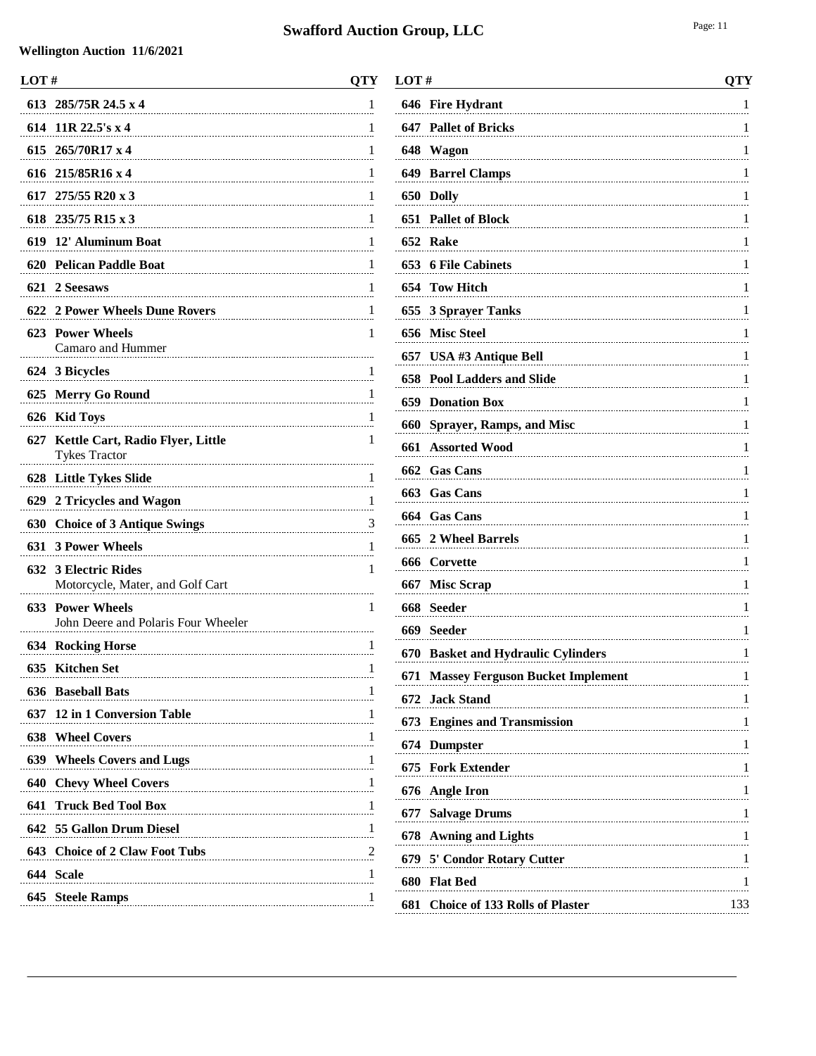# Swafford Auction Group, LLC

**Wellington Auction 11/6/2021**

| LOT # | | QTY |
|---|---|---|
| 613 | **285/75R 24.5 x 4** | 1 |
| 614 | **11R 22.5's x 4** | 1 |
| 615 | **265/70R17 x 4** | 1 |
| 616 | **215/85R16 x 4** | 1 |
| 617 | **275/55 R20 x 3** | 1 |
| 618 | **235/75 R15 x 3** | 1 |
| 619 | **12' Aluminum Boat** | 1 |
| 620 | **Pelican Paddle Boat** | 1 |
| 621 | **2 Seesaws** | 1 |
| 622 | **2 Power Wheels Dune Rovers** | 1 |
| 623 | **Power Wheels** Camaro and Hummer | 1 |
| 624 | **3 Bicycles** | 1 |
| 625 | **Merry Go Round** | 1 |
| 626 | **Kid Toys** | 1 |
| 627 | **Kettle Cart, Radio Flyer, Little** Tykes Tractor | 1 |
| 628 | **Little Tykes Slide** | 1 |
| 629 | **2 Tricycles and Wagon** | 1 |
| 630 | **Choice of 3 Antique Swings** | 3 |
| 631 | **3 Power Wheels** | 1 |
| 632 | **3 Electric Rides** Motorcycle, Mater, and Golf Cart | 1 |
| 633 | **Power Wheels** John Deere and Polaris Four Wheeler | 1 |
| 634 | **Rocking Horse** | 1 |
| 635 | **Kitchen Set** | 1 |
| 636 | **Baseball Bats** | 1 |
| 637 | **12 in 1 Conversion Table** | 1 |
| 638 | **Wheel Covers** | 1 |
| 639 | **Wheels Covers and Lugs** | 1 |
| 640 | **Chevy Wheel Covers** | 1 |
| 641 | **Truck Bed Tool Box** | 1 |
| 642 | **55 Gallon Drum Diesel** | 1 |
| 643 | **Choice of 2 Claw Foot Tubs** | 2 |
| 644 | **Scale** | 1 |
| 645 | **Steele Ramps** | 1 |
| 646 | **Fire Hydrant** | 1 |
| 647 | **Pallet of Bricks** | 1 |
| 648 | **Wagon** | 1 |
| 649 | **Barrel Clamps** | 1 |
| 650 | **Dolly** | 1 |
| 651 | **Pallet of Block** | 1 |
| 652 | **Rake** | 1 |
| 653 | **6 File Cabinets** | 1 |
| 654 | **Tow Hitch** | 1 |
| 655 | **3 Sprayer Tanks** | 1 |
| 656 | **Misc Steel** | 1 |
| 657 | **USA #3 Antique Bell** | 1 |
| 658 | **Pool Ladders and Slide** | 1 |
| 659 | **Donation Box** | 1 |
| 660 | **Sprayer, Ramps, and Misc** | 1 |
| 661 | **Assorted Wood** | 1 |
| 662 | **Gas Cans** | 1 |
| 663 | **Gas Cans** | 1 |
| 664 | **Gas Cans** | 1 |
| 665 | **2 Wheel Barrels** | 1 |
| 666 | **Corvette** | 1 |
| 667 | **Misc Scrap** | 1 |
| 668 | **Seeder** | 1 |
| 669 | **Seeder** | 1 |
| 670 | **Basket and Hydraulic Cylinders** | 1 |
| 671 | **Massey Ferguson Bucket Implement** | 1 |
| 672 | **Jack Stand** | 1 |
| 673 | **Engines and Transmission** | 1 |
| 674 | **Dumpster** | 1 |
| 675 | **Fork Extender** | 1 |
| 676 | **Angle Iron** | 1 |
| 677 | **Salvage Drums** | 1 |
| 678 | **Awning and Lights** | 1 |
| 679 | **5' Condor Rotary Cutter** | 1 |
| 680 | **Flat Bed** | 1 |
| 681 | **Choice of 133 Rolls of Plaster** | 133 |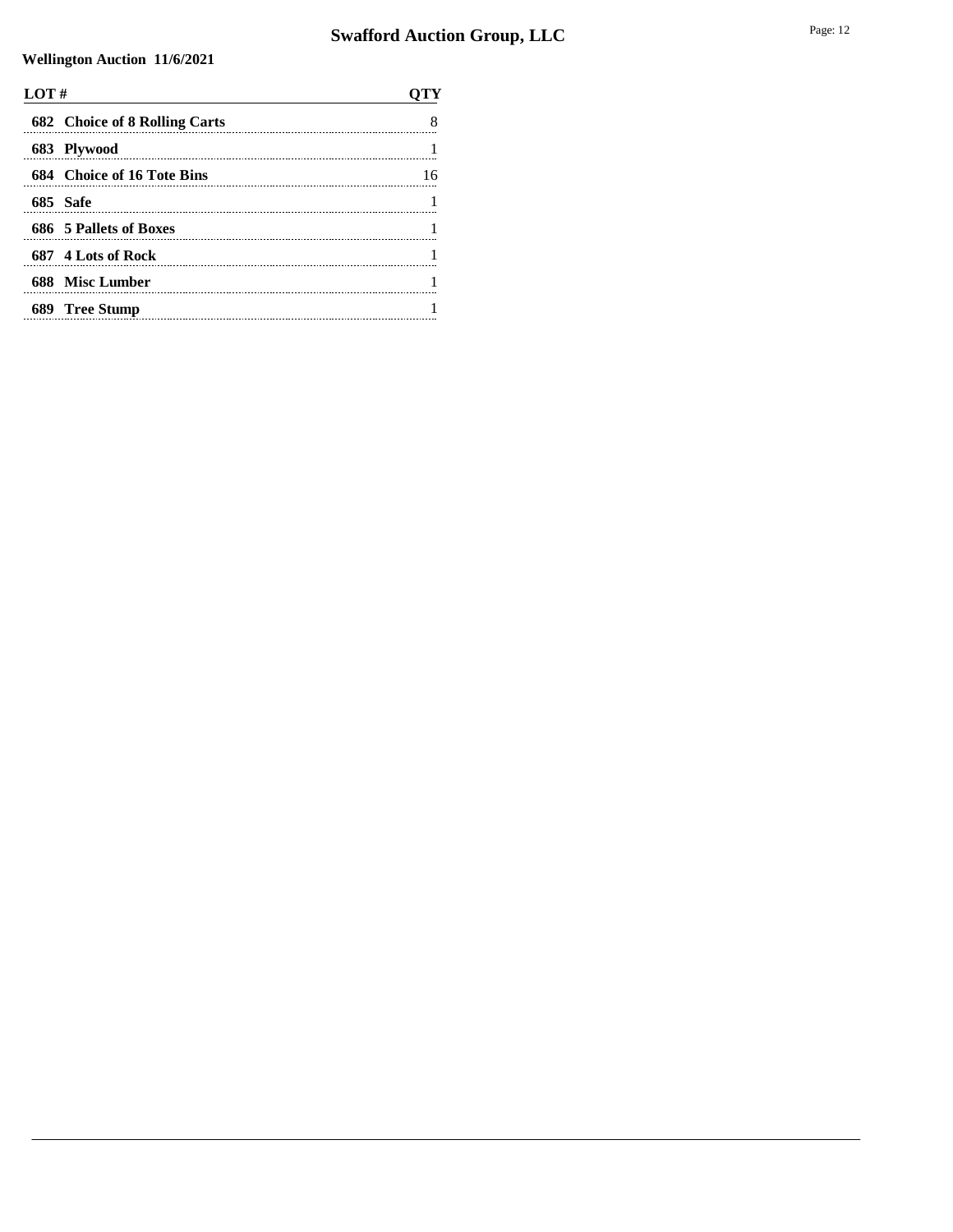# Swafford Auction Group, LLC

**Wellington Auction 11/6/2021**

| LOT # | | QTY |
|---|---|---|
| 682 | Choice of 8 Rolling Carts | 8 |
| 683 | Plywood | 1 |
| 684 | Choice of 16 Tote Bins | 16 |
| 685 | Safe | 1 |
| 686 | 5 Pallets of Boxes | 1 |
| 687 | 4 Lots of Rock | 1 |
| 688 | Misc Lumber | 1 |
| 689 | Tree Stump | 1 |